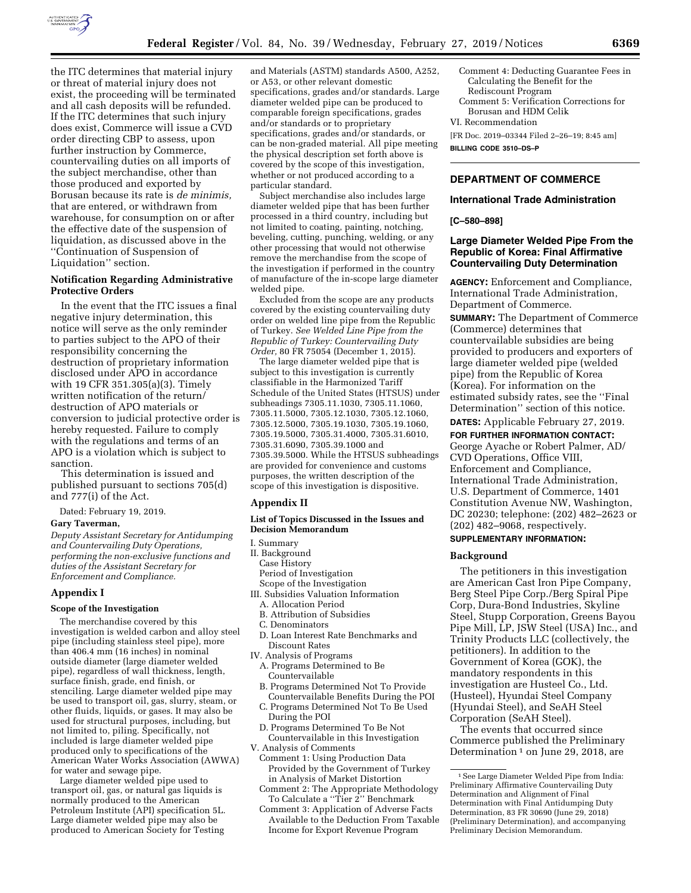the ITC determines that material injury or threat of material injury does not exist, the proceeding will be terminated and all cash deposits will be refunded. If the ITC determines that such injury does exist, Commerce will issue a CVD order directing CBP to assess, upon further instruction by Commerce, countervailing duties on all imports of the subject merchandise, other than those produced and exported by Borusan because its rate is *de minimis,* that are entered, or withdrawn from warehouse, for consumption on or after the effective date of the suspension of liquidation, as discussed above in the ''Continuation of Suspension of Liquidation'' section.

### Notification Regarding Administrative Protective Orders

In the event that the ITC issues a final negative injury determination, this notice will serve as the only reminder to parties subject to the APO of their responsibility concerning the destruction of proprietary information disclosed under APO in accordance with 19 CFR 351.305(a)(3). Timely written notification of the return/destruction of APO materials or conversion to judicial protective order is hereby requested. Failure to comply with the regulations and terms of an APO is a violation which is subject to sanction.

This determination is issued and published pursuant to sections 705(d) and 777(i) of the Act.

Dated: February 19, 2019.

**Gary Taverman,**

*Deputy Assistant Secretary for Antidumping and Countervailing Duty Operations, performing the non-exclusive functions and duties of the Assistant Secretary for Enforcement and Compliance.*

## Appendix I

### Scope of the Investigation

The merchandise covered by this investigation is welded carbon and alloy steel pipe (including stainless steel pipe), more than 406.4 mm (16 inches) in nominal outside diameter (large diameter welded pipe), regardless of wall thickness, length, surface finish, grade, end finish, or stenciling. Large diameter welded pipe may be used to transport oil, gas, slurry, steam, or other fluids, liquids, or gases. It may also be used for structural purposes, including, but not limited to, piling. Specifically, not included is large diameter welded pipe produced only to specifications of the American Water Works Association (AWWA) for water and sewage pipe.

Large diameter welded pipe used to transport oil, gas, or natural gas liquids is normally produced to the American Petroleum Institute (API) specification 5L. Large diameter welded pipe may also be produced to American Society for Testing and Materials (ASTM) standards A500, A252, or A53, or other relevant domestic specifications, grades and/or standards. Large diameter welded pipe can be produced to comparable foreign specifications, grades and/or standards or to proprietary specifications, grades and/or standards, or can be non-graded material. All pipe meeting the physical description set forth above is covered by the scope of this investigation, whether or not produced according to a particular standard.

Subject merchandise also includes large diameter welded pipe that has been further processed in a third country, including but not limited to coating, painting, notching, beveling, cutting, punching, welding, or any other processing that would not otherwise remove the merchandise from the scope of the investigation if performed in the country of manufacture of the in-scope large diameter welded pipe.

Excluded from the scope are any products covered by the existing countervailing duty order on welded line pipe from the Republic of Turkey. *See Welded Line Pipe from the Republic of Turkey: Countervailing Duty Order,* 80 FR 75054 (December 1, 2015).

The large diameter welded pipe that is subject to this investigation is currently classifiable in the Harmonized Tariff Schedule of the United States (HTSUS) under subheadings 7305.11.1030, 7305.11.1060, 7305.11.5000, 7305.12.1030, 7305.12.1060, 7305.12.5000, 7305.19.1030, 7305.19.1060, 7305.19.5000, 7305.31.4000, 7305.31.6010, 7305.31.6090, 7305.39.1000 and 7305.39.5000. While the HTSUS subheadings are provided for convenience and customs purposes, the written description of the scope of this investigation is dispositive.

## Appendix II

### List of Topics Discussed in the Issues and Decision Memorandum

I. Summary
II. Background
  Case History
  Period of Investigation
  Scope of the Investigation
III. Subsidies Valuation Information
  A. Allocation Period
  B. Attribution of Subsidies
  C. Denominators
  D. Loan Interest Rate Benchmarks and Discount Rates
IV. Analysis of Programs
  A. Programs Determined to Be Countervailable
  B. Programs Determined Not To Provide Countervailable Benefits During the POI
  C. Programs Determined Not To Be Used During the POI
  D. Programs Determined To Be Not Countervailable in this Investigation
V. Analysis of Comments
  Comment 1: Using Production Data Provided by the Government of Turkey in Analysis of Market Distortion
  Comment 2: The Appropriate Methodology To Calculate a ''Tier 2'' Benchmark
  Comment 3: Application of Adverse Facts Available to the Deduction From Taxable Income for Export Revenue Program
  Comment 4: Deducting Guarantee Fees in Calculating the Benefit for the Rediscount Program
  Comment 5: Verification Corrections for Borusan and HDM Celik
VI. Recommendation

[FR Doc. 2019–03344 Filed 2–26–19; 8:45 am]

**BILLING CODE 3510–DS–P**

---

## DEPARTMENT OF COMMERCE

### International Trade Administration

**[C–580–898]**

### Large Diameter Welded Pipe From the Republic of Korea: Final Affirmative Countervailing Duty Determination

**AGENCY:** Enforcement and Compliance, International Trade Administration, Department of Commerce.

**SUMMARY:** The Department of Commerce (Commerce) determines that countervailable subsidies are being provided to producers and exporters of large diameter welded pipe (welded pipe) from the Republic of Korea (Korea). For information on the estimated subsidy rates, see the ''Final Determination'' section of this notice.

**DATES:** Applicable February 27, 2019.

**FOR FURTHER INFORMATION CONTACT:** George Ayache or Robert Palmer, AD/CVD Operations, Office VIII, Enforcement and Compliance, International Trade Administration, U.S. Department of Commerce, 1401 Constitution Avenue NW, Washington, DC 20230; telephone: (202) 482–2623 or (202) 482–9068, respectively.

**SUPPLEMENTARY INFORMATION:**

### Background

The petitioners in this investigation are American Cast Iron Pipe Company, Berg Steel Pipe Corp./Berg Spiral Pipe Corp, Dura-Bond Industries, Skyline Steel, Stupp Corporation, Greens Bayou Pipe Mill, LP, JSW Steel (USA) Inc., and Trinity Products LLC (collectively, the petitioners). In addition to the Government of Korea (GOK), the mandatory respondents in this investigation are Husteel Co., Ltd. (Husteel), Hyundai Steel Company (Hyundai Steel), and SeAH Steel Corporation (SeAH Steel).

The events that occurred since Commerce published the Preliminary Determination[1] on June 29, 2018, are

[1] See Large Diameter Welded Pipe from India: Preliminary Affirmative Countervailing Duty Determination and Alignment of Final Determination with Final Antidumping Duty Determination, 83 FR 30690 (June 29, 2018) (Preliminary Determination), and accompanying Preliminary Decision Memorandum.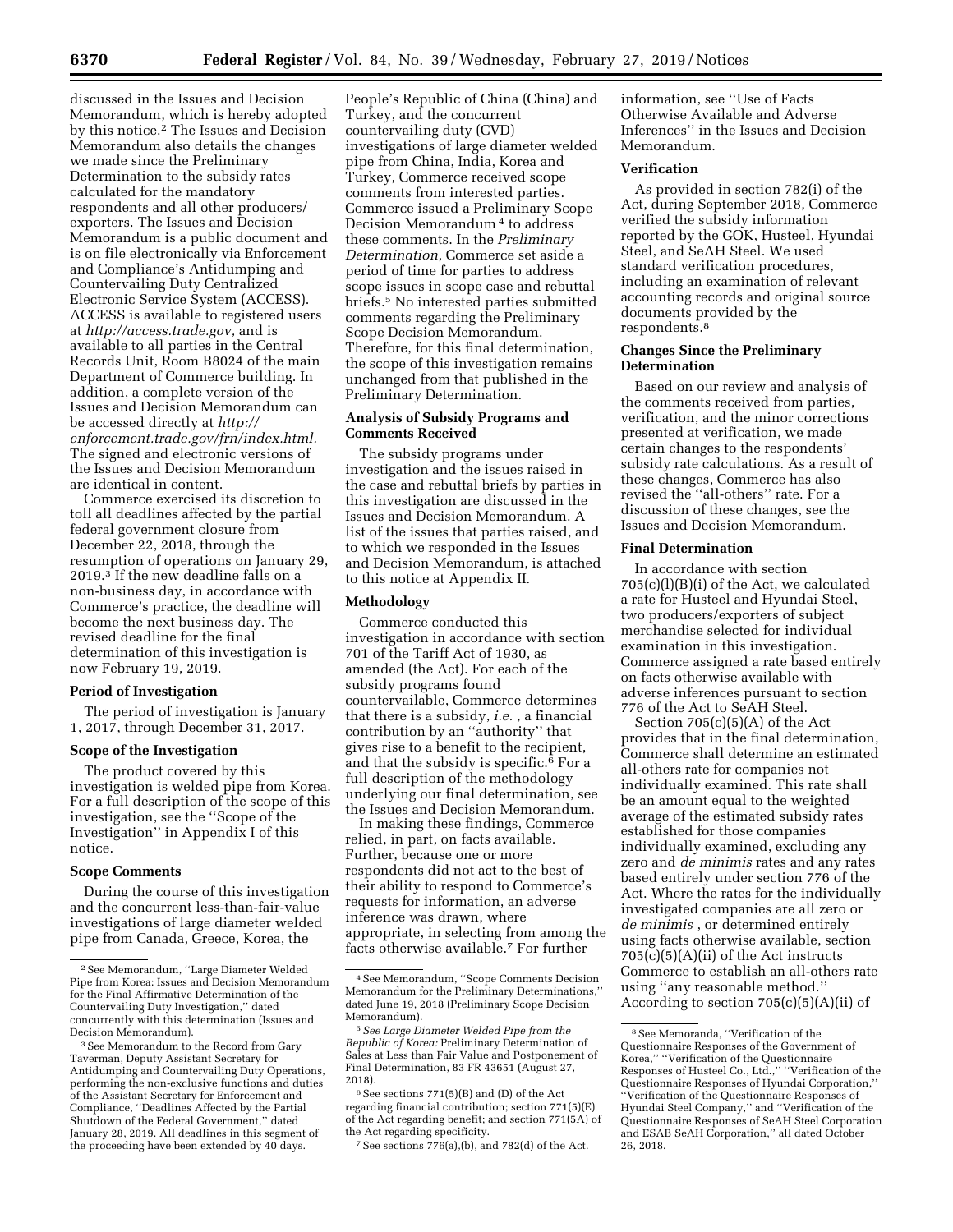discussed in the Issues and Decision Memorandum, which is hereby adopted by this notice.[2] The Issues and Decision Memorandum also details the changes we made since the Preliminary Determination to the subsidy rates calculated for the mandatory respondents and all other producers/exporters. The Issues and Decision Memorandum is a public document and is on file electronically via Enforcement and Compliance's Antidumping and Countervailing Duty Centralized Electronic Service System (ACCESS). ACCESS is available to registered users at *http://access.trade.gov,* and is available to all parties in the Central Records Unit, Room B8024 of the main Department of Commerce building. In addition, a complete version of the Issues and Decision Memorandum can be accessed directly at *http://enforcement.trade.gov/frn/index.html.* The signed and electronic versions of the Issues and Decision Memorandum are identical in content.

Commerce exercised its discretion to toll all deadlines affected by the partial federal government closure from December 22, 2018, through the resumption of operations on January 29, 2019.[3] If the new deadline falls on a non-business day, in accordance with Commerce's practice, the deadline will become the next business day. The revised deadline for the final determination of this investigation is now February 19, 2019.

**Period of Investigation**

The period of investigation is January 1, 2017, through December 31, 2017.

**Scope of the Investigation**

The product covered by this investigation is welded pipe from Korea. For a full description of the scope of this investigation, see the ''Scope of the Investigation'' in Appendix I of this notice.

**Scope Comments**

During the course of this investigation and the concurrent less-than-fair-value investigations of large diameter welded pipe from Canada, Greece, Korea, the People's Republic of China (China) and Turkey, and the concurrent countervailing duty (CVD) investigations of large diameter welded pipe from China, India, Korea and Turkey, Commerce received scope comments from interested parties. Commerce issued a Preliminary Scope Decision Memorandum[4] to address these comments. In the *Preliminary Determination*, Commerce set aside a period of time for parties to address scope issues in scope case and rebuttal briefs.[5] No interested parties submitted comments regarding the Preliminary Scope Decision Memorandum. Therefore, for this final determination, the scope of this investigation remains unchanged from that published in the Preliminary Determination.

**Analysis of Subsidy Programs and Comments Received**

The subsidy programs under investigation and the issues raised in the case and rebuttal briefs by parties in this investigation are discussed in the Issues and Decision Memorandum. A list of the issues that parties raised, and to which we responded in the Issues and Decision Memorandum, is attached to this notice at Appendix II.

**Methodology**

Commerce conducted this investigation in accordance with section 701 of the Tariff Act of 1930, as amended (the Act). For each of the subsidy programs found countervailable, Commerce determines that there is a subsidy, *i.e.* , a financial contribution by an ''authority'' that gives rise to a benefit to the recipient, and that the subsidy is specific.[6] For a full description of the methodology underlying our final determination, see the Issues and Decision Memorandum.

In making these findings, Commerce relied, in part, on facts available. Further, because one or more respondents did not act to the best of their ability to respond to Commerce's requests for information, an adverse inference was drawn, where appropriate, in selecting from among the facts otherwise available.[7] For further information, see ''Use of Facts Otherwise Available and Adverse Inferences'' in the Issues and Decision Memorandum.

**Verification**

As provided in section 782(i) of the Act, during September 2018, Commerce verified the subsidy information reported by the GOK, Husteel, Hyundai Steel, and SeAH Steel. We used standard verification procedures, including an examination of relevant accounting records and original source documents provided by the respondents.[8]

**Changes Since the Preliminary Determination**

Based on our review and analysis of the comments received from parties, verification, and the minor corrections presented at verification, we made certain changes to the respondents' subsidy rate calculations. As a result of these changes, Commerce has also revised the ''all-others'' rate. For a discussion of these changes, see the Issues and Decision Memorandum.

**Final Determination**

In accordance with section 705(c)(l)(B)(i) of the Act, we calculated a rate for Husteel and Hyundai Steel, two producers/exporters of subject merchandise selected for individual examination in this investigation. Commerce assigned a rate based entirely on facts otherwise available with adverse inferences pursuant to section 776 of the Act to SeAH Steel.

Section 705(c)(5)(A) of the Act provides that in the final determination, Commerce shall determine an estimated all-others rate for companies not individually examined. This rate shall be an amount equal to the weighted average of the estimated subsidy rates established for those companies individually examined, excluding any zero and *de minimis* rates and any rates based entirely under section 776 of the Act. Where the rates for the individually investigated companies are all zero or *de minimis* , or determined entirely using facts otherwise available, section 705(c)(5)(A)(ii) of the Act instructs Commerce to establish an all-others rate using ''any reasonable method.'' According to section 705(c)(5)(A)(ii) of

---

[2] See Memorandum, ''Large Diameter Welded Pipe from Korea: Issues and Decision Memorandum for the Final Affirmative Determination of the Countervailing Duty Investigation,'' dated concurrently with this determination (Issues and Decision Memorandum).

[3] See Memorandum to the Record from Gary Taverman, Deputy Assistant Secretary for Antidumping and Countervailing Duty Operations, performing the non-exclusive functions and duties of the Assistant Secretary for Enforcement and Compliance, ''Deadlines Affected by the Partial Shutdown of the Federal Government,'' dated January 28, 2019. All deadlines in this segment of the proceeding have been extended by 40 days.

[4] See Memorandum, ''Scope Comments Decision Memorandum for the Preliminary Determinations,'' dated June 19, 2018 (Preliminary Scope Decision Memorandum).

[5] *See Large Diameter Welded Pipe from the Republic of Korea:* Preliminary Determination of Sales at Less than Fair Value and Postponement of Final Determination, 83 FR 43651 (August 27, 2018).

[6] See sections 771(5)(B) and (D) of the Act regarding financial contribution; section 771(5)(E) of the Act regarding benefit; and section 771(5A) of the Act regarding specificity.

[7] See sections 776(a),(b), and 782(d) of the Act.

[8] See Memoranda, ''Verification of the Questionnaire Responses of the Government of Korea,'' ''Verification of the Questionnaire Responses of Husteel Co., Ltd.,'' ''Verification of the Questionnaire Responses of Hyundai Corporation,'' ''Verification of the Questionnaire Responses of Hyundai Steel Company,'' and ''Verification of the Questionnaire Responses of SeAH Steel Corporation and ESAB SeAH Corporation,'' all dated October 26, 2018.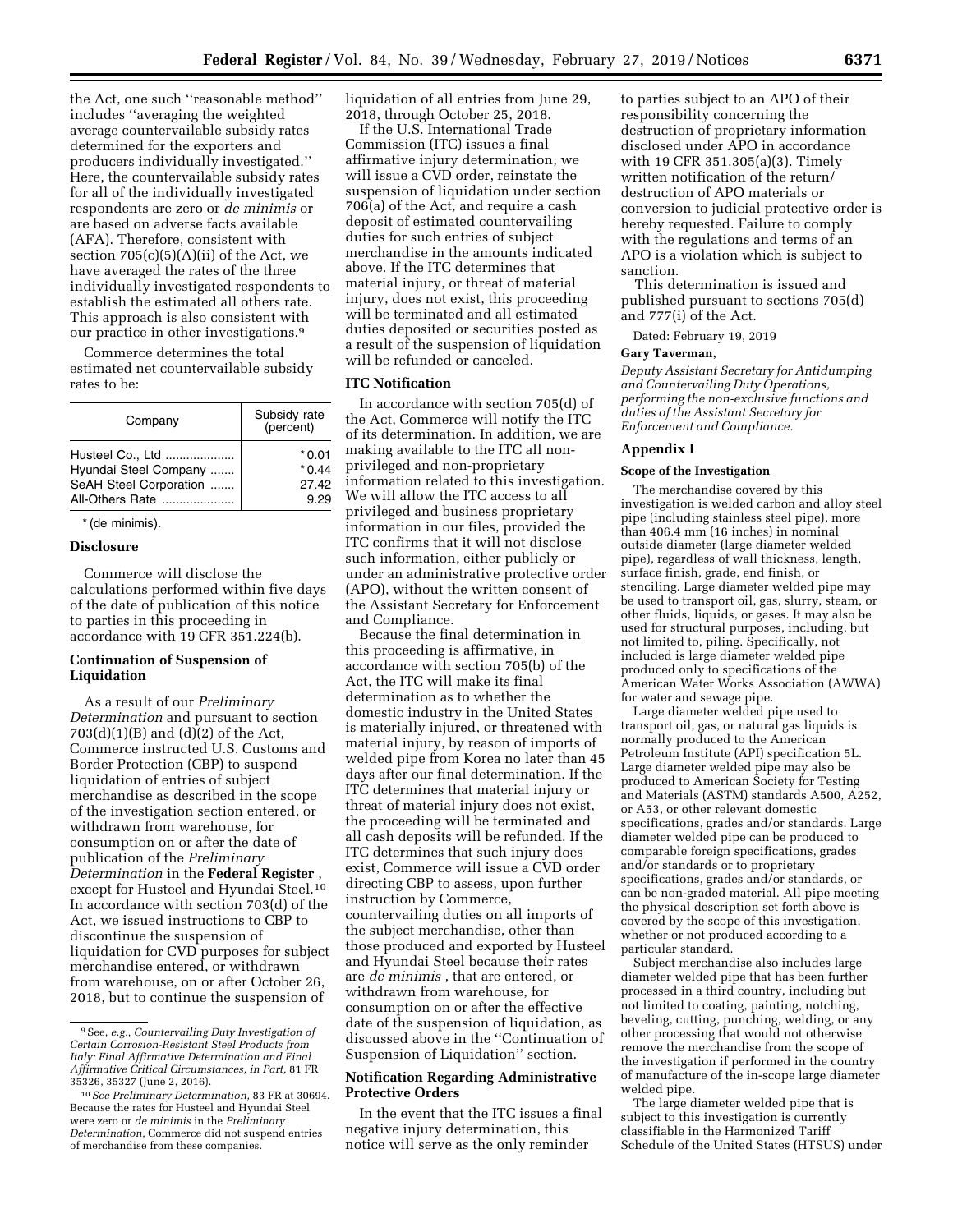the Act, one such ''reasonable method'' includes ''averaging the weighted average countervailable subsidy rates determined for the exporters and producers individually investigated.'' Here, the countervailable subsidy rates for all of the individually investigated respondents are zero or *de minimis* or are based on adverse facts available (AFA). Therefore, consistent with section 705(c)(5)(A)(ii) of the Act, we have averaged the rates of the three individually investigated respondents to establish the estimated all others rate. This approach is also consistent with our practice in other investigations.[9]

Commerce determines the total estimated net countervailable subsidy rates to be:

| Company | Subsidy rate (percent) |
|---|---|
| Husteel Co., Ltd | *0.01 |
| Hyundai Steel Company | *0.44 |
| SeAH Steel Corporation | 27.42 |
| All-Others Rate | 9.29 |

\* (de minimis).

## Disclosure

Commerce will disclose the calculations performed within five days of the date of publication of this notice to parties in this proceeding in accordance with 19 CFR 351.224(b).

## Continuation of Suspension of Liquidation

As a result of our *Preliminary Determination* and pursuant to section 703(d)(1)(B) and (d)(2) of the Act, Commerce instructed U.S. Customs and Border Protection (CBP) to suspend liquidation of entries of subject merchandise as described in the scope of the investigation section entered, or withdrawn from warehouse, for consumption on or after the date of publication of the *Preliminary Determination* in the **Federal Register** , except for Husteel and Hyundai Steel.[10] In accordance with section 703(d) of the Act, we issued instructions to CBP to discontinue the suspension of liquidation for CVD purposes for subject merchandise entered, or withdrawn from warehouse, on or after October 26, 2018, but to continue the suspension of liquidation of all entries from June 29, 2018, through October 25, 2018.

If the U.S. International Trade Commission (ITC) issues a final affirmative injury determination, we will issue a CVD order, reinstate the suspension of liquidation under section 706(a) of the Act, and require a cash deposit of estimated countervailing duties for such entries of subject merchandise in the amounts indicated above. If the ITC determines that material injury, or threat of material injury, does not exist, this proceeding will be terminated and all estimated duties deposited or securities posted as a result of the suspension of liquidation will be refunded or canceled.

## ITC Notification

In accordance with section 705(d) of the Act, Commerce will notify the ITC of its determination. In addition, we are making available to the ITC all non-privileged and non-proprietary information related to this investigation. We will allow the ITC access to all privileged and business proprietary information in our files, provided the ITC confirms that it will not disclose such information, either publicly or under an administrative protective order (APO), without the written consent of the Assistant Secretary for Enforcement and Compliance.

Because the final determination in this proceeding is affirmative, in accordance with section 705(b) of the Act, the ITC will make its final determination as to whether the domestic industry in the United States is materially injured, or threatened with material injury, by reason of imports of welded pipe from Korea no later than 45 days after our final determination. If the ITC determines that material injury or threat of material injury does not exist, the proceeding will be terminated and all cash deposits will be refunded. If the ITC determines that such injury does exist, Commerce will issue a CVD order directing CBP to assess, upon further instruction by Commerce, countervailing duties on all imports of the subject merchandise, other than those produced and exported by Husteel and Hyundai Steel because their rates are *de minimis* , that are entered, or withdrawn from warehouse, for consumption on or after the effective date of the suspension of liquidation, as discussed above in the ''Continuation of Suspension of Liquidation'' section.

## Notification Regarding Administrative Protective Orders

In the event that the ITC issues a final negative injury determination, this notice will serve as the only reminder to parties subject to an APO of their responsibility concerning the destruction of proprietary information disclosed under APO in accordance with 19 CFR 351.305(a)(3). Timely written notification of the return/destruction of APO materials or conversion to judicial protective order is hereby requested. Failure to comply with the regulations and terms of an APO is a violation which is subject to sanction.

This determination is issued and published pursuant to sections 705(d) and 777(i) of the Act.

Dated: February 19, 2019

**Gary Taverman,**

*Deputy Assistant Secretary for Antidumping and Countervailing Duty Operations, performing the non-exclusive functions and duties of the Assistant Secretary for Enforcement and Compliance.*

## Appendix I

### Scope of the Investigation

The merchandise covered by this investigation is welded carbon and alloy steel pipe (including stainless steel pipe), more than 406.4 mm (16 inches) in nominal outside diameter (large diameter welded pipe), regardless of wall thickness, length, surface finish, grade, end finish, or stenciling. Large diameter welded pipe may be used to transport oil, gas, slurry, steam, or other fluids, liquids, or gases. It may also be used for structural purposes, including, but not limited to, piling. Specifically, not included is large diameter welded pipe produced only to specifications of the American Water Works Association (AWWA) for water and sewage pipe.

Large diameter welded pipe used to transport oil, gas, or natural gas liquids is normally produced to the American Petroleum Institute (API) specification 5L. Large diameter welded pipe may also be produced to American Society for Testing and Materials (ASTM) standards A500, A252, or A53, or other relevant domestic specifications, grades and/or standards. Large diameter welded pipe can be produced to comparable foreign specifications, grades and/or standards or to proprietary specifications, grades and/or standards, or can be non-graded material. All pipe meeting the physical description set forth above is covered by the scope of this investigation, whether or not produced according to a particular standard.

Subject merchandise also includes large diameter welded pipe that has been further processed in a third country, including but not limited to coating, painting, notching, beveling, cutting, punching, welding, or any other processing that would not otherwise remove the merchandise from the scope of the investigation if performed in the country of manufacture of the in-scope large diameter welded pipe.

The large diameter welded pipe that is subject to this investigation is currently classifiable in the Harmonized Tariff Schedule of the United States (HTSUS) under

---

[9] See, *e.g., Countervailing Duty Investigation of Certain Corrosion-Resistant Steel Products from Italy: Final Affirmative Determination and Final Affirmative Critical Circumstances, in Part,* 81 FR 35326, 35327 (June 2, 2016).

[10] *See Preliminary Determination,* 83 FR at 30694. Because the rates for Husteel and Hyundai Steel were zero or *de minimis* in the *Preliminary Determination,* Commerce did not suspend entries of merchandise from these companies.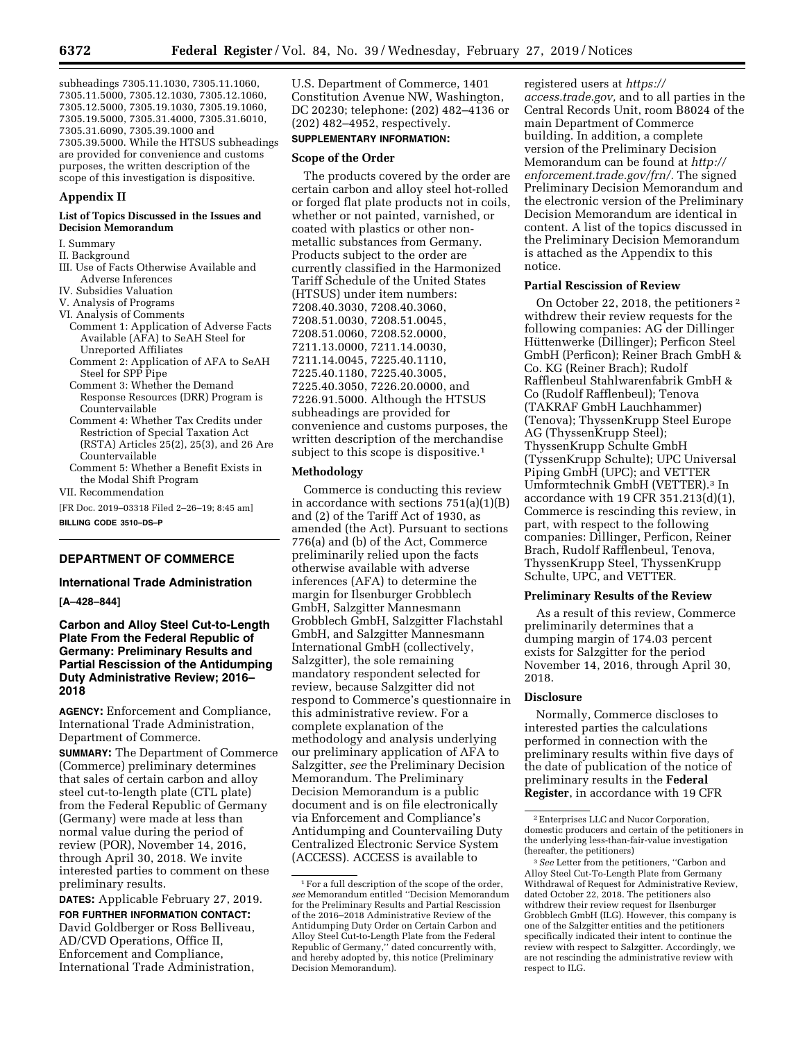subheadings 7305.11.1030, 7305.11.1060, 7305.11.5000, 7305.12.1030, 7305.12.1060, 7305.12.5000, 7305.19.1030, 7305.19.1060, 7305.19.5000, 7305.31.4000, 7305.31.6010, 7305.31.6090, 7305.39.1000 and 7305.39.5000. While the HTSUS subheadings are provided for convenience and customs purposes, the written description of the scope of this investigation is dispositive.

## Appendix II

### List of Topics Discussed in the Issues and Decision Memorandum

I. Summary
II. Background
III. Use of Facts Otherwise Available and Adverse Inferences
IV. Subsidies Valuation
V. Analysis of Programs
VI. Analysis of Comments
Comment 1: Application of Adverse Facts Available (AFA) to SeAH Steel for Unreported Affiliates
Comment 2: Application of AFA to SeAH Steel for SPP Pipe
Comment 3: Whether the Demand Response Resources (DRR) Program is Countervailable
Comment 4: Whether Tax Credits under Restriction of Special Taxation Act (RSTA) Articles 25(2), 25(3), and 26 Are Countervailable
Comment 5: Whether a Benefit Exists in the Modal Shift Program
VII. Recommendation

[FR Doc. 2019–03318 Filed 2–26–19; 8:45 am]

**BILLING CODE 3510–DS–P**

## DEPARTMENT OF COMMERCE

### International Trade Administration

**[A–428–844]**

## Carbon and Alloy Steel Cut-to-Length Plate From the Federal Republic of Germany: Preliminary Results and Partial Rescission of the Antidumping Duty Administrative Review; 2016–2018

**AGENCY:** Enforcement and Compliance, International Trade Administration, Department of Commerce.

**SUMMARY:** The Department of Commerce (Commerce) preliminary determines that sales of certain carbon and alloy steel cut-to-length plate (CTL plate) from the Federal Republic of Germany (Germany) were made at less than normal value during the period of review (POR), November 14, 2016, through April 30, 2018. We invite interested parties to comment on these preliminary results.

**DATES:** Applicable February 27, 2019.

**FOR FURTHER INFORMATION CONTACT:** David Goldberger or Ross Belliveau, AD/CVD Operations, Office II, Enforcement and Compliance, International Trade Administration, U.S. Department of Commerce, 1401 Constitution Avenue NW, Washington, DC 20230; telephone: (202) 482–4136 or (202) 482–4952, respectively.

**SUPPLEMENTARY INFORMATION:**

### Scope of the Order

The products covered by the order are certain carbon and alloy steel hot-rolled or forged flat plate products not in coils, whether or not painted, varnished, or coated with plastics or other non-metallic substances from Germany. Products subject to the order are currently classified in the Harmonized Tariff Schedule of the United States (HTSUS) under item numbers: 7208.40.3030, 7208.40.3060, 7208.51.0030, 7208.51.0045, 7208.51.0060, 7208.52.0000, 7211.13.0000, 7211.14.0030, 7211.14.0045, 7225.40.1110, 7225.40.1180, 7225.40.3005, 7225.40.3050, 7226.20.0000, and 7226.91.5000. Although the HTSUS subheadings are provided for convenience and customs purposes, the written description of the merchandise subject to this scope is dispositive.[1]

### Methodology

Commerce is conducting this review in accordance with sections 751(a)(1)(B) and (2) of the Tariff Act of 1930, as amended (the Act). Pursuant to sections 776(a) and (b) of the Act, Commerce preliminarily relied upon the facts otherwise available with adverse inferences (AFA) to determine the margin for Ilsenburger Grobblech GmbH, Salzgitter Mannesmann Grobblech GmbH, Salzgitter Flachstahl GmbH, and Salzgitter Mannesmann International GmbH (collectively, Salzgitter), the sole remaining mandatory respondent selected for review, because Salzgitter did not respond to Commerce's questionnaire in this administrative review. For a complete explanation of the methodology and analysis underlying our preliminary application of AFA to Salzgitter, *see* the Preliminary Decision Memorandum. The Preliminary Decision Memorandum is a public document and is on file electronically via Enforcement and Compliance's Antidumping and Countervailing Duty Centralized Electronic Service System (ACCESS). ACCESS is available to registered users at *https://access.trade.gov,* and to all parties in the Central Records Unit, room B8024 of the main Department of Commerce building. In addition, a complete version of the Preliminary Decision Memorandum can be found at *http://enforcement.trade.gov/frn/.* The signed Preliminary Decision Memorandum and the electronic version of the Preliminary Decision Memorandum are identical in content. A list of the topics discussed in the Preliminary Decision Memorandum is attached as the Appendix to this notice.

### Partial Rescission of Review

On October 22, 2018, the petitioners[2] withdrew their review requests for the following companies: AG der Dillinger Hüttenwerke (Dillinger); Perficon Steel GmbH (Perficon); Reiner Brach GmbH & Co. KG (Reiner Brach); Rudolf Rafflenbeul Stahlwarenfabrik GmbH & Co (Rudolf Rafflenbeul); Tenova (TAKRAF GmbH Lauchhammer) (Tenova); ThyssenKrupp Steel Europe AG (ThyssenKrupp Steel); ThyssenKrupp Schulte GmbH (TyssenKrupp Schulte); UPC Universal Piping GmbH (UPC); and VETTER Umformtechnik GmbH (VETTER).[3] In accordance with 19 CFR 351.213(d)(1), Commerce is rescinding this review, in part, with respect to the following companies: Dillinger, Perficon, Reiner Brach, Rudolf Rafflenbeul, Tenova, ThyssenKrupp Steel, ThyssenKrupp Schulte, UPC, and VETTER.

### Preliminary Results of the Review

As a result of this review, Commerce preliminarily determines that a dumping margin of 174.03 percent exists for Salzgitter for the period November 14, 2016, through April 30, 2018.

### Disclosure

Normally, Commerce discloses to interested parties the calculations performed in connection with the preliminary results within five days of the date of publication of the notice of preliminary results in the **Federal Register**, in accordance with 19 CFR

---

[1] For a full description of the scope of the order, *see* Memorandum entitled ''Decision Memorandum for the Preliminary Results and Partial Rescission of the 2016–2018 Administrative Review of the Antidumping Duty Order on Certain Carbon and Alloy Steel Cut-to-Length Plate from the Federal Republic of Germany,'' dated concurrently with, and hereby adopted by, this notice (Preliminary Decision Memorandum).

[2] Enterprises LLC and Nucor Corporation, domestic producers and certain of the petitioners in the underlying less-than-fair-value investigation (hereafter, the petitioners)

[3] *See* Letter from the petitioners, ''Carbon and Alloy Steel Cut-To-Length Plate from Germany Withdrawal of Request for Administrative Review, dated October 22, 2018. The petitioners also withdrew their review request for Ilsenburger Grobblech GmbH (ILG). However, this company is one of the Salzgitter entities and the petitioners specifically indicated their intent to continue the review with respect to Salzgitter. Accordingly, we are not rescinding the administrative review with respect to ILG.